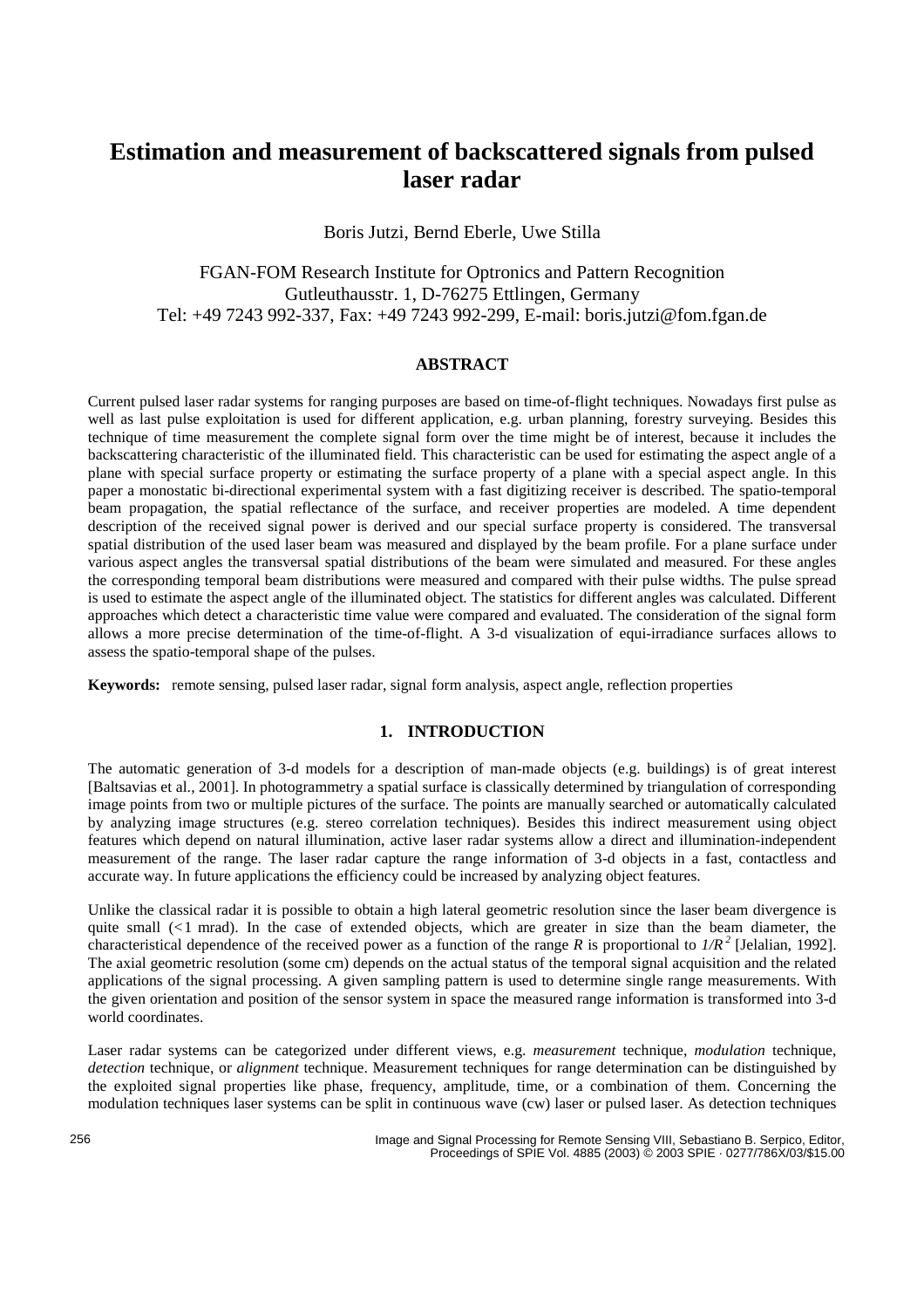# Estimation and measurement of backscattered signals from pulsed laser radar

Boris Jutzi, Bernd Eberle, Uwe Stilla

FGAN-FOM Research Institute for Optronics and Pattern Recognition
Gutleuthausstr. 1, D-76275 Ettlingen, Germany
Tel: +49 7243 992-337, Fax: +49 7243 992-299, E-mail: boris.jutzi@fom.fgan.de

## ABSTRACT

Current pulsed laser radar systems for ranging purposes are based on time-of-flight techniques. Nowadays first pulse as well as last pulse exploitation is used for different application, e.g. urban planning, forestry surveying. Besides this technique of time measurement the complete signal form over the time might be of interest, because it includes the backscattering characteristic of the illuminated field. This characteristic can be used for estimating the aspect angle of a plane with special surface property or estimating the surface property of a plane with a special aspect angle. In this paper a monostatic bi-directional experimental system with a fast digitizing receiver is described. The spatio-temporal beam propagation, the spatial reflectance of the surface, and receiver properties are modeled. A time dependent description of the received signal power is derived and our special surface property is considered. The transversal spatial distribution of the used laser beam was measured and displayed by the beam profile. For a plane surface under various aspect angles the transversal spatial distributions of the beam were simulated and measured. For these angles the corresponding temporal beam distributions were measured and compared with their pulse widths. The pulse spread is used to estimate the aspect angle of the illuminated object. The statistics for different angles was calculated. Different approaches which detect a characteristic time value were compared and evaluated. The consideration of the signal form allows a more precise determination of the time-of-flight. A 3-d visualization of equi-irradiance surfaces allows to assess the spatio-temporal shape of the pulses.

**Keywords:** remote sensing, pulsed laser radar, signal form analysis, aspect angle, reflection properties

## 1. INTRODUCTION

The automatic generation of 3-d models for a description of man-made objects (e.g. buildings) is of great interest [Baltsavias et al., 2001]. In photogrammetry a spatial surface is classically determined by triangulation of corresponding image points from two or multiple pictures of the surface. The points are manually searched or automatically calculated by analyzing image structures (e.g. stereo correlation techniques). Besides this indirect measurement using object features which depend on natural illumination, active laser radar systems allow a direct and illumination-independent measurement of the range. The laser radar capture the range information of 3-d objects in a fast, contactless and accurate way. In future applications the efficiency could be increased by analyzing object features.

Unlike the classical radar it is possible to obtain a high lateral geometric resolution since the laser beam divergence is quite small (<1 mrad). In the case of extended objects, which are greater in size than the beam diameter, the characteristical dependence of the received power as a function of the range $R$ is proportional to $1/R^2$ [Jelalian, 1992]. The axial geometric resolution (some cm) depends on the actual status of the temporal signal acquisition and the related applications of the signal processing. A given sampling pattern is used to determine single range measurements. With the given orientation and position of the sensor system in space the measured range information is transformed into 3-d world coordinates.

Laser radar systems can be categorized under different views, e.g. *measurement* technique, *modulation* technique, *detection* technique, or *alignment* technique. Measurement techniques for range determination can be distinguished by the exploited signal properties like phase, frequency, amplitude, time, or a combination of them. Concerning the modulation techniques laser systems can be split in continuous wave (cw) laser or pulsed laser. As detection techniques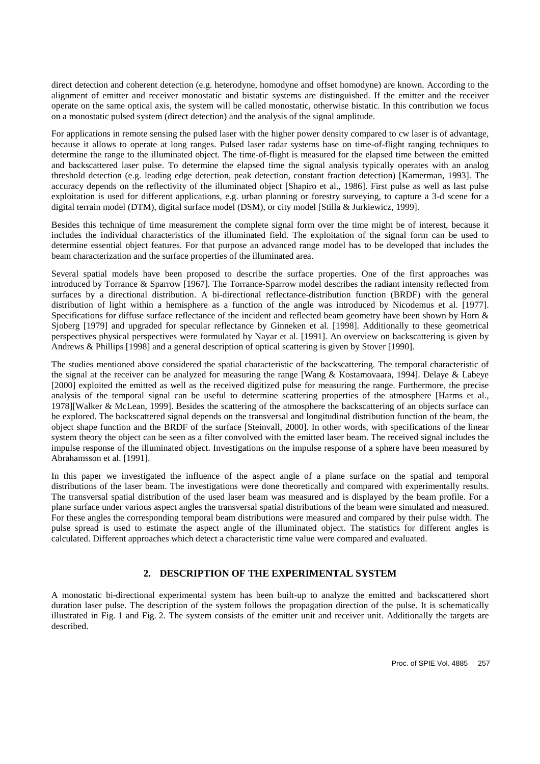direct detection and coherent detection (e.g. heterodyne, homodyne and offset homodyne) are known. According to the alignment of emitter and receiver monostatic and bistatic systems are distinguished. If the emitter and the receiver operate on the same optical axis, the system will be called monostatic, otherwise bistatic. In this contribution we focus on a monostatic pulsed system (direct detection) and the analysis of the signal amplitude.

For applications in remote sensing the pulsed laser with the higher power density compared to cw laser is of advantage, because it allows to operate at long ranges. Pulsed laser radar systems base on time-of-flight ranging techniques to determine the range to the illuminated object. The time-of-flight is measured for the elapsed time between the emitted and backscattered laser pulse. To determine the elapsed time the signal analysis typically operates with an analog threshold detection (e.g. leading edge detection, peak detection, constant fraction detection) [Kamerman, 1993]. The accuracy depends on the reflectivity of the illuminated object [Shapiro et al., 1986]. First pulse as well as last pulse exploitation is used for different applications, e.g. urban planning or forestry surveying, to capture a 3-d scene for a digital terrain model (DTM), digital surface model (DSM), or city model [Stilla & Jurkiewicz, 1999].

Besides this technique of time measurement the complete signal form over the time might be of interest, because it includes the individual characteristics of the illuminated field. The exploitation of the signal form can be used to determine essential object features. For that purpose an advanced range model has to be developed that includes the beam characterization and the surface properties of the illuminated area.

Several spatial models have been proposed to describe the surface properties. One of the first approaches was introduced by Torrance & Sparrow [1967]. The Torrance-Sparrow model describes the radiant intensity reflected from surfaces by a directional distribution. A bi-directional reflectance-distribution function (BRDF) with the general distribution of light within a hemisphere as a function of the angle was introduced by Nicodemus et al. [1977]. Specifications for diffuse surface reflectance of the incident and reflected beam geometry have been shown by Horn & Sjoberg [1979] and upgraded for specular reflectance by Ginneken et al. [1998]. Additionally to these geometrical perspectives physical perspectives were formulated by Nayar et al. [1991]. An overview on backscattering is given by Andrews & Phillips [1998] and a general description of optical scattering is given by Stover [1990].

The studies mentioned above considered the spatial characteristic of the backscattering. The temporal characteristic of the signal at the receiver can be analyzed for measuring the range [Wang & Kostamovaara, 1994]. Delaye & Labeye [2000] exploited the emitted as well as the received digitized pulse for measuring the range. Furthermore, the precise analysis of the temporal signal can be useful to determine scattering properties of the atmosphere [Harms et al., 1978][Walker & McLean, 1999]. Besides the scattering of the atmosphere the backscattering of an objects surface can be explored. The backscattered signal depends on the transversal and longitudinal distribution function of the beam, the object shape function and the BRDF of the surface [Steinvall, 2000]. In other words, with specifications of the linear system theory the object can be seen as a filter convolved with the emitted laser beam. The received signal includes the impulse response of the illuminated object. Investigations on the impulse response of a sphere have been measured by Abrahamsson et al. [1991].

In this paper we investigated the influence of the aspect angle of a plane surface on the spatial and temporal distributions of the laser beam. The investigations were done theoretically and compared with experimentally results. The transversal spatial distribution of the used laser beam was measured and is displayed by the beam profile. For a plane surface under various aspect angles the transversal spatial distributions of the beam were simulated and measured. For these angles the corresponding temporal beam distributions were measured and compared by their pulse width. The pulse spread is used to estimate the aspect angle of the illuminated object. The statistics for different angles is calculated. Different approaches which detect a characteristic time value were compared and evaluated.

## 2. DESCRIPTION OF THE EXPERIMENTAL SYSTEM

A monostatic bi-directional experimental system has been built-up to analyze the emitted and backscattered short duration laser pulse. The description of the system follows the propagation direction of the pulse. It is schematically illustrated in Fig. 1 and Fig. 2. The system consists of the emitter unit and receiver unit. Additionally the targets are described.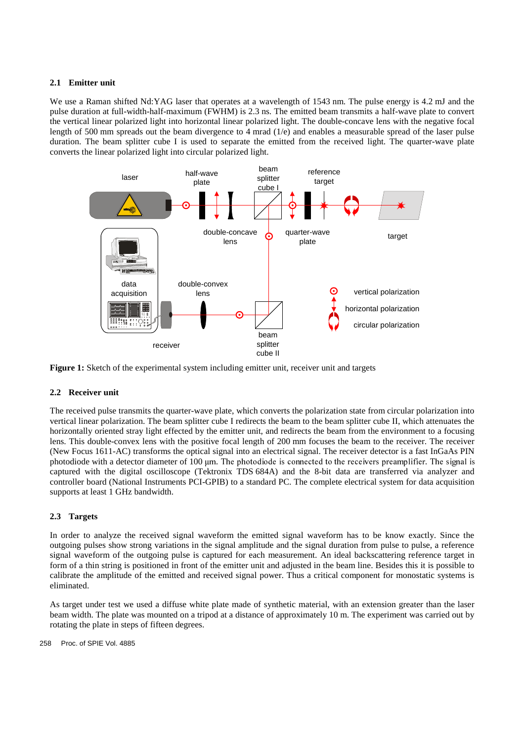### 2.1 Emitter unit

We use a Raman shifted Nd:YAG laser that operates at a wavelength of 1543 nm. The pulse energy is 4.2 mJ and the pulse duration at full-width-half-maximum (FWHM) is 2.3 ns. The emitted beam transmits a half-wave plate to convert the vertical linear polarized light into horizontal linear polarized light. The double-concave lens with the negative focal length of 500 mm spreads out the beam divergence to 4 mrad (1/e) and enables a measurable spread of the laser pulse duration. The beam splitter cube I is used to separate the emitted from the received light. The quarter-wave plate converts the linear polarized light into circular polarized light.

**Figure 1:** Sketch of the experimental system including emitter unit, receiver unit and targets

### 2.2 Receiver unit

The received pulse transmits the quarter-wave plate, which converts the polarization state from circular polarization into vertical linear polarization. The beam splitter cube I redirects the beam to the beam splitter cube II, which attenuates the horizontally oriented stray light effected by the emitter unit, and redirects the beam from the environment to a focusing lens. This double-convex lens with the positive focal length of 200 mm focuses the beam to the receiver. The receiver (New Focus 1611-AC) transforms the optical signal into an electrical signal. The receiver detector is a fast InGaAs PIN photodiode with a detector diameter of 100 µm. The photodiode is connected to the receivers preamplifier. The signal is captured with the digital oscilloscope (Tektronix TDS 684A) and the 8-bit data are transferred via analyzer and controller board (National Instruments PCI-GPIB) to a standard PC. The complete electrical system for data acquisition supports at least 1 GHz bandwidth.

### 2.3 Targets

In order to analyze the received signal waveform the emitted signal waveform has to be know exactly. Since the outgoing pulses show strong variations in the signal amplitude and the signal duration from pulse to pulse, a reference signal waveform of the outgoing pulse is captured for each measurement. An ideal backscattering reference target in form of a thin string is positioned in front of the emitter unit and adjusted in the beam line. Besides this it is possible to calibrate the amplitude of the emitted and received signal power. Thus a critical component for monostatic systems is eliminated.

As target under test we used a diffuse white plate made of synthetic material, with an extension greater than the laser beam width. The plate was mounted on a tripod at a distance of approximately 10 m. The experiment was carried out by rotating the plate in steps of fifteen degrees.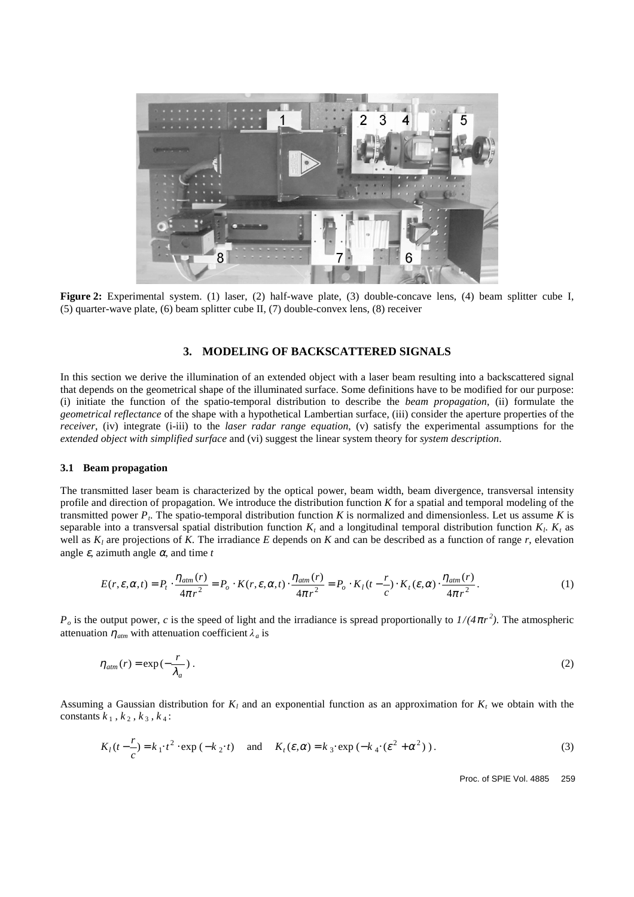**Figure 2:** Experimental system. (1) laser, (2) half-wave plate, (3) double-concave lens, (4) beam splitter cube I, (5) quarter-wave plate, (6) beam splitter cube II, (7) double-convex lens, (8) receiver

## 3. MODELING OF BACKSCATTERED SIGNALS

In this section we derive the illumination of an extended object with a laser beam resulting into a backscattered signal that depends on the geometrical shape of the illuminated surface. Some definitions have to be modified for our purpose: (i) initiate the function of the spatio-temporal distribution to describe the *beam propagation*, (ii) formulate the *geometrical reflectance* of the shape with a hypothetical Lambertian surface, (iii) consider the aperture properties of the *receiver*, (iv) integrate (i-iii) to the *laser radar range equation*, (v) satisfy the experimental assumptions for the *extended object with simplified surface* and (vi) suggest the linear system theory for *system description*.

### 3.1 Beam propagation

The transmitted laser beam is characterized by the optical power, beam width, beam divergence, transversal intensity profile and direction of propagation. We introduce the distribution function $K$ for a spatial and temporal modeling of the transmitted power $P_t$. The spatio-temporal distribution function $K$ is normalized and dimensionless. Let us assume $K$ is separable into a transversal spatial distribution function $K_t$ and a longitudinal temporal distribution function $K_l$. $K_t$ as well as $K_l$ are projections of $K$. The irradiance $E$ depends on $K$ and can be described as a function of range $r$, elevation angle $\varepsilon$, azimuth angle $\alpha$, and time $t$

$$E(r,\varepsilon,\alpha,t) = P_t \cdot \frac{\eta_{atm}(r)}{4\pi r^2} = P_o \cdot K(r,\varepsilon,\alpha,t) \cdot \frac{\eta_{atm}(r)}{4\pi r^2} = P_o \cdot K_l(t-\frac{r}{c}) \cdot K_t(\varepsilon,\alpha) \cdot \frac{\eta_{atm}(r)}{4\pi r^2} . \tag{1}$$

$P_o$ is the output power, $c$ is the speed of light and the irradiance is spread proportionally to $1/(4\pi r^2)$. The atmospheric attenuation $\eta_{atm}$ with attenuation coefficient $\lambda_a$ is

$$\eta_{atm}(r) = \exp(-\frac{r}{\lambda_a}) . \tag{2}$$

Assuming a Gaussian distribution for $K_l$ and an exponential function as an approximation for $K_t$ we obtain with the constants $k_1, k_2, k_3, k_4$:

$$K_l(t-\frac{r}{c}) = k_1 \cdot t^2 \cdot \exp(-k_2 \cdot t) \quad \text{and} \quad K_t(\varepsilon,\alpha) = k_3 \cdot \exp(-k_4 \cdot (\varepsilon^2 + \alpha^2)) . \tag{3}$$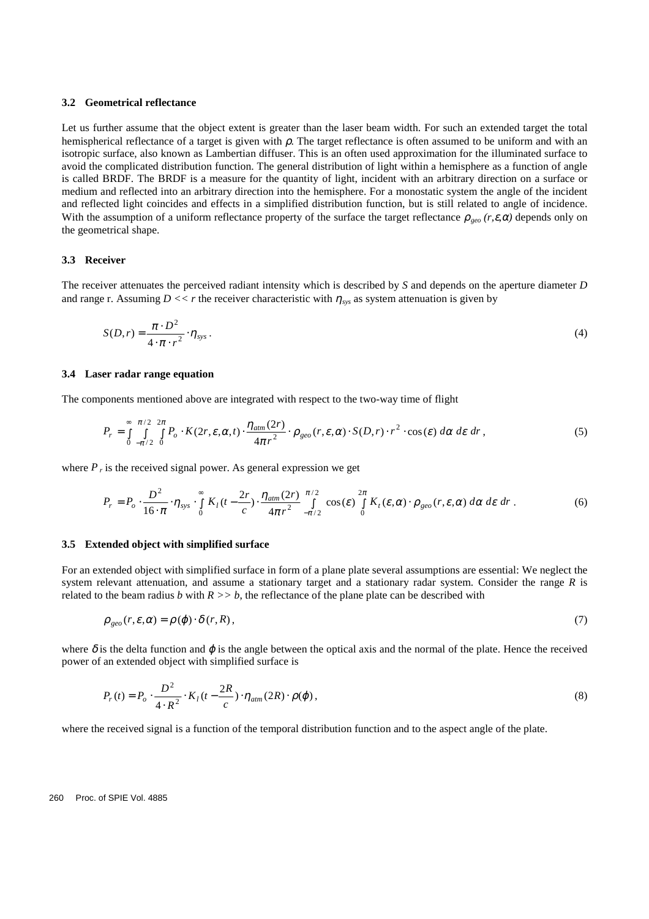### 3.2 Geometrical reflectance

Let us further assume that the object extent is greater than the laser beam width. For such an extended target the total hemispherical reflectance of a target is given with $\rho$. The target reflectance is often assumed to be uniform and with an isotropic surface, also known as Lambertian diffuser. This is an often used approximation for the illuminated surface to avoid the complicated distribution function. The general distribution of light within a hemisphere as a function of angle is called BRDF. The BRDF is a measure for the quantity of light, incident with an arbitrary direction on a surface or medium and reflected into an arbitrary direction into the hemisphere. For a monostatic system the angle of the incident and reflected light coincides and effects in a simplified distribution function, but is still related to angle of incidence. With the assumption of a uniform reflectance property of the surface the target reflectance $\rho_{geo}(r,\varepsilon,\alpha)$ depends only on the geometrical shape.

### 3.3 Receiver

The receiver attenuates the perceived radiant intensity which is described by $S$ and depends on the aperture diameter $D$ and range r. Assuming $D << r$ the receiver characteristic with $\eta_{sys}$ as system attenuation is given by

$$S(D,r) = \frac{\pi \cdot D^2}{4 \cdot \pi \cdot r^2} \cdot \eta_{sys} \, . \tag{4}$$

### 3.4 Laser radar range equation

The components mentioned above are integrated with respect to the two-way time of flight

$$P_r = \int_0^\infty \int_{-\pi/2}^{\pi/2} \int_0^{2\pi} P_o \cdot K(2r,\varepsilon,\alpha,t) \cdot \frac{\eta_{atm}(2r)}{4\pi r^2} \cdot \rho_{geo}(r,\varepsilon,\alpha) \cdot S(D,r) \cdot r^2 \cdot \cos(\varepsilon) \, d\alpha \, d\varepsilon \, dr \, , \tag{5}$$

where $P_r$ is the received signal power. As general expression we get

$$P_r = P_o \cdot \frac{D^2}{16 \cdot \pi} \cdot \eta_{sys} \cdot \int_0^\infty K_l(t - \frac{2r}{c}) \cdot \frac{\eta_{atm}(2r)}{4\pi r^2} \int_{-\pi/2}^{\pi/2} \cos(\varepsilon) \int_0^{2\pi} K_t(\varepsilon,\alpha) \cdot \rho_{geo}(r,\varepsilon,\alpha) \, d\alpha \, d\varepsilon \, dr \, . \tag{6}$$

### 3.5 Extended object with simplified surface

For an extended object with simplified surface in form of a plane plate several assumptions are essential: We neglect the system relevant attenuation, and assume a stationary target and a stationary radar system. Consider the range $R$ is related to the beam radius $b$ with $R >> b$, the reflectance of the plane plate can be described with

$$\rho_{geo}(r,\varepsilon,\alpha) = \rho(\varphi) \cdot \delta(r,R) \, , \tag{7}$$

where $\delta$ is the delta function and $\varphi$ is the angle between the optical axis and the normal of the plate. Hence the received power of an extended object with simplified surface is

$$P_r(t) = P_o \cdot \frac{D^2}{4 \cdot R^2} \cdot K_l(t - \frac{2R}{c}) \cdot \eta_{atm}(2R) \cdot \rho(\varphi) \, , \tag{8}$$

where the received signal is a function of the temporal distribution function and to the aspect angle of the plate.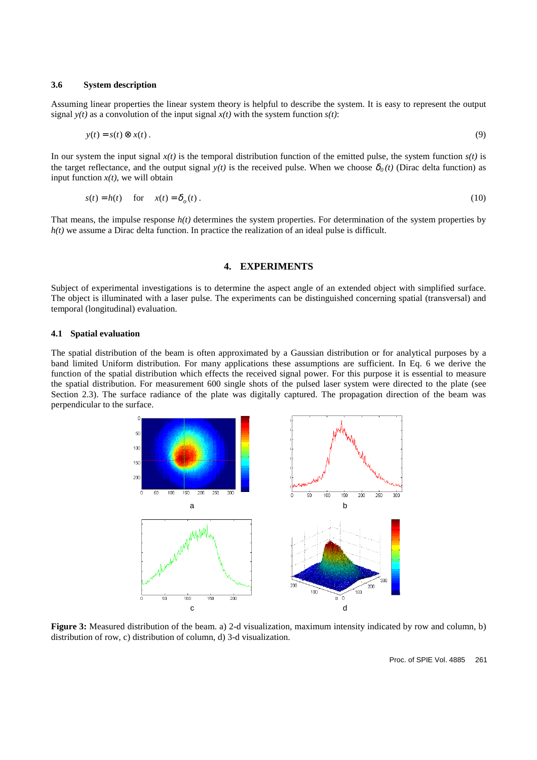### 3.6 System description

Assuming linear properties the linear system theory is helpful to describe the system. It is easy to represent the output signal $y(t)$ as a convolution of the input signal $x(t)$ with the system function $s(t)$:

$$y(t) = s(t) \otimes x(t) . \tag{9}$$

In our system the input signal $x(t)$ is the temporal distribution function of the emitted pulse, the system function $s(t)$ is the target reflectance, and the output signal $y(t)$ is the received pulse. When we choose $\delta_0(t)$ (Dirac delta function) as input function $x(t)$, we will obtain

$$s(t) = h(t) \quad \text{for} \quad x(t) = \delta_o(t) . \tag{10}$$

That means, the impulse response $h(t)$ determines the system properties. For determination of the system properties by $h(t)$ we assume a Dirac delta function. In practice the realization of an ideal pulse is difficult.

## 4. EXPERIMENTS

Subject of experimental investigations is to determine the aspect angle of an extended object with simplified surface. The object is illuminated with a laser pulse. The experiments can be distinguished concerning spatial (transversal) and temporal (longitudinal) evaluation.

### 4.1 Spatial evaluation

The spatial distribution of the beam is often approximated by a Gaussian distribution or for analytical purposes by a band limited Uniform distribution. For many applications these assumptions are sufficient. In Eq. 6 we derive the function of the spatial distribution which effects the received signal power. For this purpose it is essential to measure the spatial distribution. For measurement 600 single shots of the pulsed laser system were directed to the plate (see Section 2.3). The surface radiance of the plate was digitally captured. The propagation direction of the beam was perpendicular to the surface.

**Figure 3:** Measured distribution of the beam. a) 2-d visualization, maximum intensity indicated by row and column, b) distribution of row, c) distribution of column, d) 3-d visualization.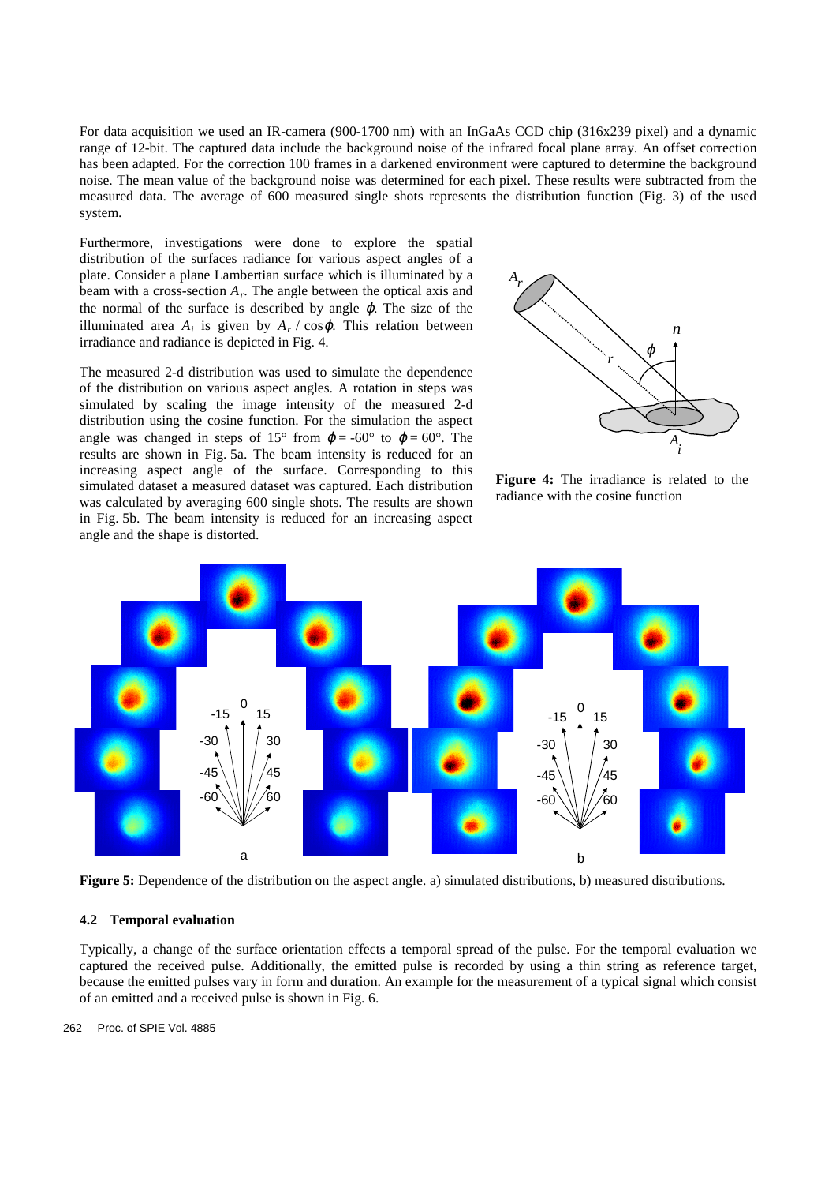For data acquisition we used an IR-camera (900-1700 nm) with an InGaAs CCD chip (316x239 pixel) and a dynamic range of 12-bit. The captured data include the background noise of the infrared focal plane array. An offset correction has been adapted. For the correction 100 frames in a darkened environment were captured to determine the background noise. The mean value of the background noise was determined for each pixel. These results were subtracted from the measured data. The average of 600 measured single shots represents the distribution function (Fig. 3) of the used system.

Furthermore, investigations were done to explore the spatial distribution of the surfaces radiance for various aspect angles of a plate. Consider a plane Lambertian surface which is illuminated by a beam with a cross-section $A_r$. The angle between the optical axis and the normal of the surface is described by angle $\varphi$. The size of the illuminated area $A_i$ is given by $A_r / \cos\varphi$. This relation between irradiance and radiance is depicted in Fig. 4.

The measured 2-d distribution was used to simulate the dependence of the distribution on various aspect angles. A rotation in steps was simulated by scaling the image intensity of the measured 2-d distribution using the cosine function. For the simulation the aspect angle was changed in steps of 15° from $\varphi = -60°$ to $\varphi = 60°$. The results are shown in Fig. 5a. The beam intensity is reduced for an increasing aspect angle of the surface. Corresponding to this simulated dataset a measured dataset was captured. Each distribution was calculated by averaging 600 single shots. The results are shown in Fig. 5b. The beam intensity is reduced for an increasing aspect angle and the shape is distorted.

**Figure 4:** The irradiance is related to the radiance with the cosine function

**Figure 5:** Dependence of the distribution on the aspect angle. a) simulated distributions, b) measured distributions.

### 4.2 Temporal evaluation

Typically, a change of the surface orientation effects a temporal spread of the pulse. For the temporal evaluation we captured the received pulse. Additionally, the emitted pulse is recorded by using a thin string as reference target, because the emitted pulses vary in form and duration. An example for the measurement of a typical signal which consist of an emitted and a received pulse is shown in Fig. 6.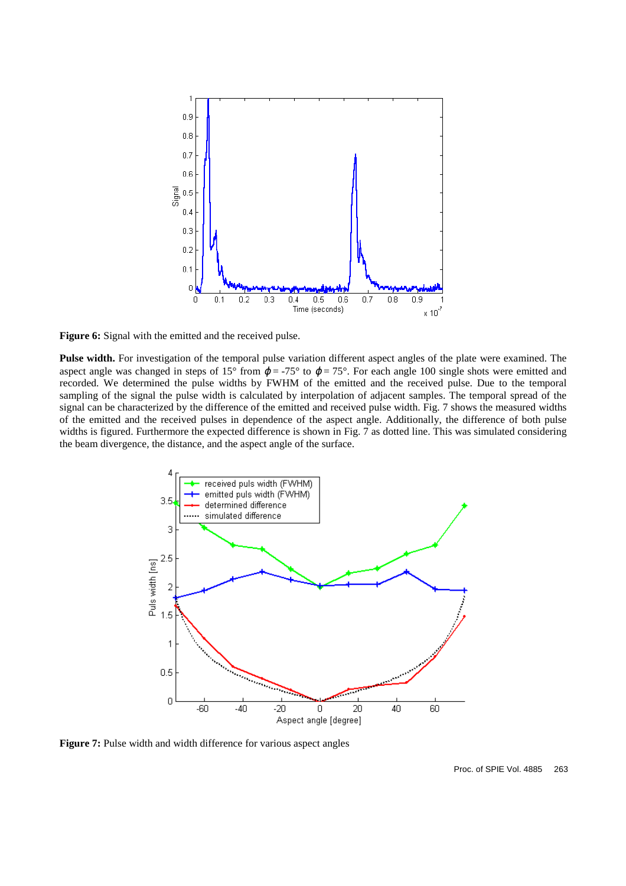**Figure 6:** Signal with the emitted and the received pulse.

**Pulse width.** For investigation of the temporal pulse variation different aspect angles of the plate were examined. The aspect angle was changed in steps of 15° from $\phi$ = -75° to $\phi$ = 75°. For each angle 100 single shots were emitted and recorded. We determined the pulse widths by FWHM of the emitted and the received pulse. Due to the temporal sampling of the signal the pulse width is calculated by interpolation of adjacent samples. The temporal spread of the signal can be characterized by the difference of the emitted and received pulse width. Fig. 7 shows the measured widths of the emitted and the received pulses in dependence of the aspect angle. Additionally, the difference of both pulse widths is figured. Furthermore the expected difference is shown in Fig. 7 as dotted line. This was simulated considering the beam divergence, the distance, and the aspect angle of the surface.

**Figure 7:** Pulse width and width difference for various aspect angles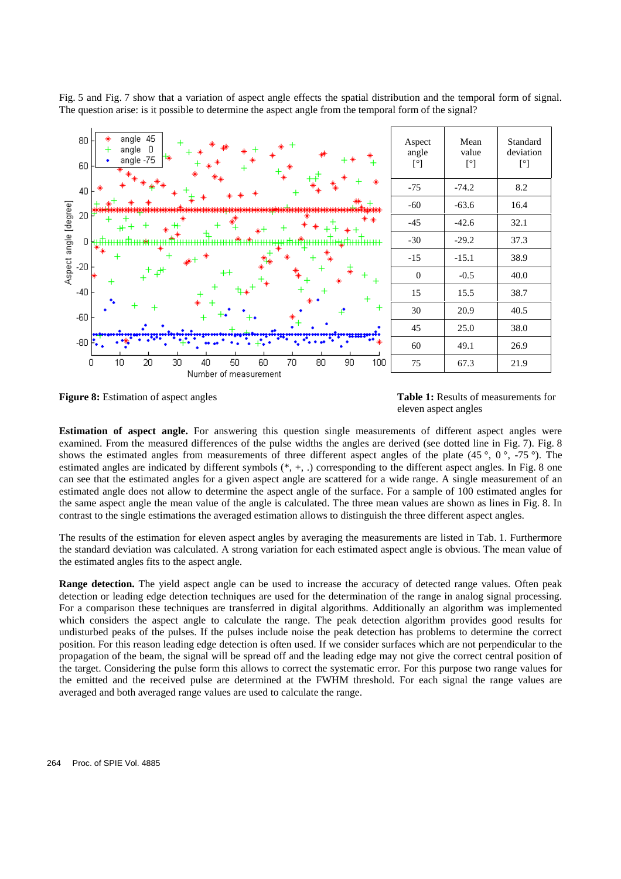Fig. 5 and Fig. 7 show that a variation of aspect angle effects the spatial distribution and the temporal form of signal. The question arise: is it possible to determine the aspect angle from the temporal form of the signal?

**Figure 8:** Estimation of aspect angles

| Aspect angle [°] | Mean value [°] | Standard deviation [°] |
|---|---|---|
| -75 | -74.2 | 8.2 |
| -60 | -63.6 | 16.4 |
| -45 | -42.6 | 32.1 |
| -30 | -29.2 | 37.3 |
| -15 | -15.1 | 38.9 |
| 0 | -0.5 | 40.0 |
| 15 | 15.5 | 38.7 |
| 30 | 20.9 | 40.5 |
| 45 | 25.0 | 38.0 |
| 60 | 49.1 | 26.9 |
| 75 | 67.3 | 21.9 |

**Table 1:** Results of measurements for eleven aspect angles

**Estimation of aspect angle.** For answering this question single measurements of different aspect angles were examined. From the measured differences of the pulse widths the angles are derived (see dotted line in Fig. 7). Fig. 8 shows the estimated angles from measurements of three different aspect angles of the plate (45 °, 0 °, -75 °). The estimated angles are indicated by different symbols (*, +, .) corresponding to the different aspect angles. In Fig. 8 one can see that the estimated angles for a given aspect angle are scattered for a wide range. A single measurement of an estimated angle does not allow to determine the aspect angle of the surface. For a sample of 100 estimated angles for the same aspect angle the mean value of the angle is calculated. The three mean values are shown as lines in Fig. 8. In contrast to the single estimations the averaged estimation allows to distinguish the three different aspect angles.

The results of the estimation for eleven aspect angles by averaging the measurements are listed in Tab. 1. Furthermore the standard deviation was calculated. A strong variation for each estimated aspect angle is obvious. The mean value of the estimated angles fits to the aspect angle.

**Range detection.** The yield aspect angle can be used to increase the accuracy of detected range values. Often peak detection or leading edge detection techniques are used for the determination of the range in analog signal processing. For a comparison these techniques are transferred in digital algorithms. Additionally an algorithm was implemented which considers the aspect angle to calculate the range. The peak detection algorithm provides good results for undisturbed peaks of the pulses. If the pulses include noise the peak detection has problems to determine the correct position. For this reason leading edge detection is often used. If we consider surfaces which are not perpendicular to the propagation of the beam, the signal will be spread off and the leading edge may not give the correct central position of the target. Considering the pulse form this allows to correct the systematic error. For this purpose two range values for the emitted and the received pulse are determined at the FWHM threshold. For each signal the range values are averaged and both averaged range values are used to calculate the range.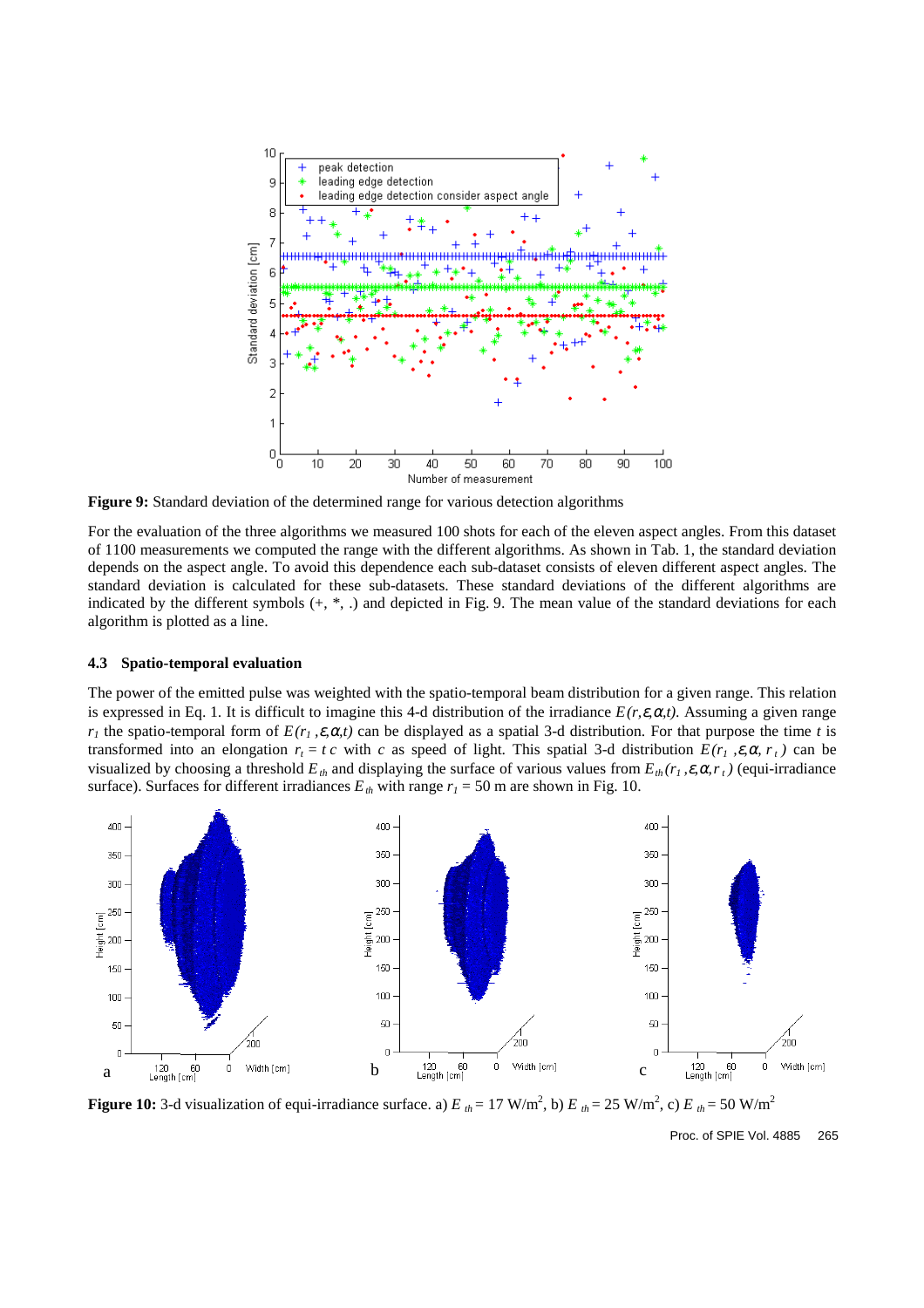**Figure 9:** Standard deviation of the determined range for various detection algorithms

For the evaluation of the three algorithms we measured 100 shots for each of the eleven aspect angles. From this dataset of 1100 measurements we computed the range with the different algorithms. As shown in Tab. 1, the standard deviation depends on the aspect angle. To avoid this dependence each sub-dataset consists of eleven different aspect angles. The standard deviation is calculated for these sub-datasets. These standard deviations of the different algorithms are indicated by the different symbols (+, *, .) and depicted in Fig. 9. The mean value of the standard deviations for each algorithm is plotted as a line.

### 4.3 Spatio-temporal evaluation

The power of the emitted pulse was weighted with the spatio-temporal beam distribution for a given range. This relation is expressed in Eq. 1. It is difficult to imagine this 4-d distribution of the irradiance $E(r,\varepsilon,\alpha,t)$. Assuming a given range $r_1$ the spatio-temporal form of $E(r_1,\varepsilon,\alpha,t)$ can be displayed as a spatial 3-d distribution. For that purpose the time $t$ is transformed into an elongation $r_t = t\,c$ with $c$ as speed of light. This spatial 3-d distribution $E(r_1,\varepsilon,\alpha,r_t)$ can be visualized by choosing a threshold $E_{th}$ and displaying the surface of various values from $E_{th}(r_1,\varepsilon,\alpha,r_t)$ (equi-irradiance surface). Surfaces for different irradiances $E_{th}$ with range $r_1 = 50$ m are shown in Fig. 10.

**Figure 10:** 3-d visualization of equi-irradiance surface. a) $E_{th} = 17$ W/m$^2$, b) $E_{th} = 25$ W/m$^2$, c) $E_{th} = 50$ W/m$^2$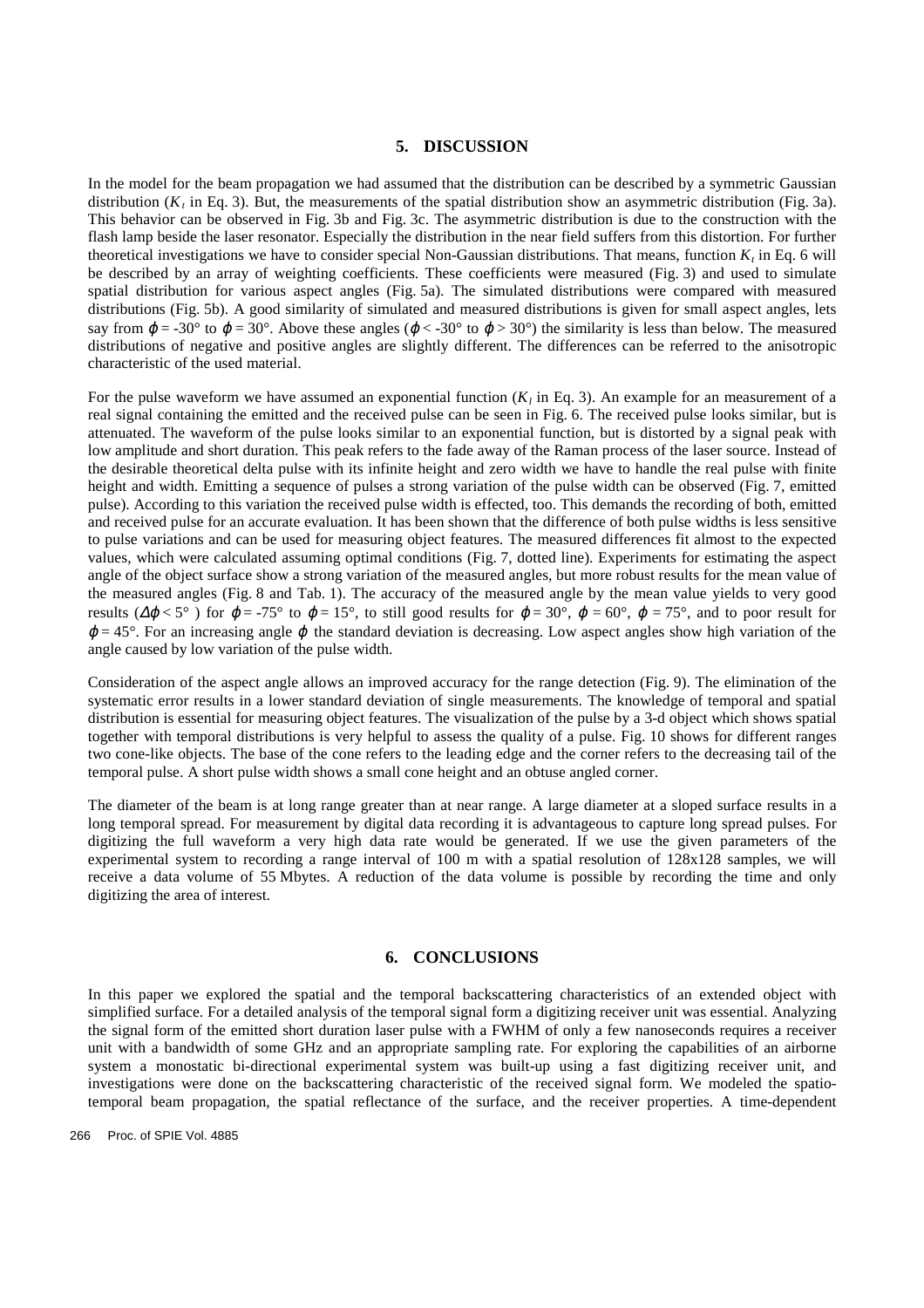## 5. DISCUSSION

In the model for the beam propagation we had assumed that the distribution can be described by a symmetric Gaussian distribution ($K_t$ in Eq. 3). But, the measurements of the spatial distribution show an asymmetric distribution (Fig. 3a). This behavior can be observed in Fig. 3b and Fig. 3c. The asymmetric distribution is due to the construction with the flash lamp beside the laser resonator. Especially the distribution in the near field suffers from this distortion. For further theoretical investigations we have to consider special Non-Gaussian distributions. That means, function $K_t$ in Eq. 6 will be described by an array of weighting coefficients. These coefficients were measured (Fig. 3) and used to simulate spatial distribution for various aspect angles (Fig. 5a). The simulated distributions were compared with measured distributions (Fig. 5b). A good similarity of simulated and measured distributions is given for small aspect angles, lets say from $\varphi = -30°$ to $\varphi = 30°$. Above these angles ($\varphi < -30°$ to $\varphi > 30°$) the similarity is less than below. The measured distributions of negative and positive angles are slightly different. The differences can be referred to the anisotropic characteristic of the used material.

For the pulse waveform we have assumed an exponential function ($K_l$ in Eq. 3). An example for an measurement of a real signal containing the emitted and the received pulse can be seen in Fig. 6. The received pulse looks similar, but is attenuated. The waveform of the pulse looks similar to an exponential function, but is distorted by a signal peak with low amplitude and short duration. This peak refers to the fade away of the Raman process of the laser source. Instead of the desirable theoretical delta pulse with its infinite height and zero width we have to handle the real pulse with finite height and width. Emitting a sequence of pulses a strong variation of the pulse width can be observed (Fig. 7, emitted pulse). According to this variation the received pulse width is effected, too. This demands the recording of both, emitted and received pulse for an accurate evaluation. It has been shown that the difference of both pulse widths is less sensitive to pulse variations and can be used for measuring object features. The measured differences fit almost to the expected values, which were calculated assuming optimal conditions (Fig. 7, dotted line). Experiments for estimating the aspect angle of the object surface show a strong variation of the measured angles, but more robust results for the mean value of the measured angles (Fig. 8 and Tab. 1). The accuracy of the measured angle by the mean value yields to very good results ($\Delta\varphi < 5°$ ) for $\varphi = -75°$ to $\varphi = 15°$, to still good results for $\varphi = 30°$, $\varphi = 60°$, $\varphi = 75°$, and to poor result for $\varphi = 45°$. For an increasing angle $\varphi$ the standard deviation is decreasing. Low aspect angles show high variation of the angle caused by low variation of the pulse width.

Consideration of the aspect angle allows an improved accuracy for the range detection (Fig. 9). The elimination of the systematic error results in a lower standard deviation of single measurements. The knowledge of temporal and spatial distribution is essential for measuring object features. The visualization of the pulse by a 3-d object which shows spatial together with temporal distributions is very helpful to assess the quality of a pulse. Fig. 10 shows for different ranges two cone-like objects. The base of the cone refers to the leading edge and the corner refers to the decreasing tail of the temporal pulse. A short pulse width shows a small cone height and an obtuse angled corner.

The diameter of the beam is at long range greater than at near range. A large diameter at a sloped surface results in a long temporal spread. For measurement by digital data recording it is advantageous to capture long spread pulses. For digitizing the full waveform a very high data rate would be generated. If we use the given parameters of the experimental system to recording a range interval of 100 m with a spatial resolution of 128x128 samples, we will receive a data volume of 55 Mbytes. A reduction of the data volume is possible by recording the time and only digitizing the area of interest.

## 6. CONCLUSIONS

In this paper we explored the spatial and the temporal backscattering characteristics of an extended object with simplified surface. For a detailed analysis of the temporal signal form a digitizing receiver unit was essential. Analyzing the signal form of the emitted short duration laser pulse with a FWHM of only a few nanoseconds requires a receiver unit with a bandwidth of some GHz and an appropriate sampling rate. For exploring the capabilities of an airborne system a monostatic bi-directional experimental system was built-up using a fast digitizing receiver unit, and investigations were done on the backscattering characteristic of the received signal form. We modeled the spatio-temporal beam propagation, the spatial reflectance of the surface, and the receiver properties. A time-dependent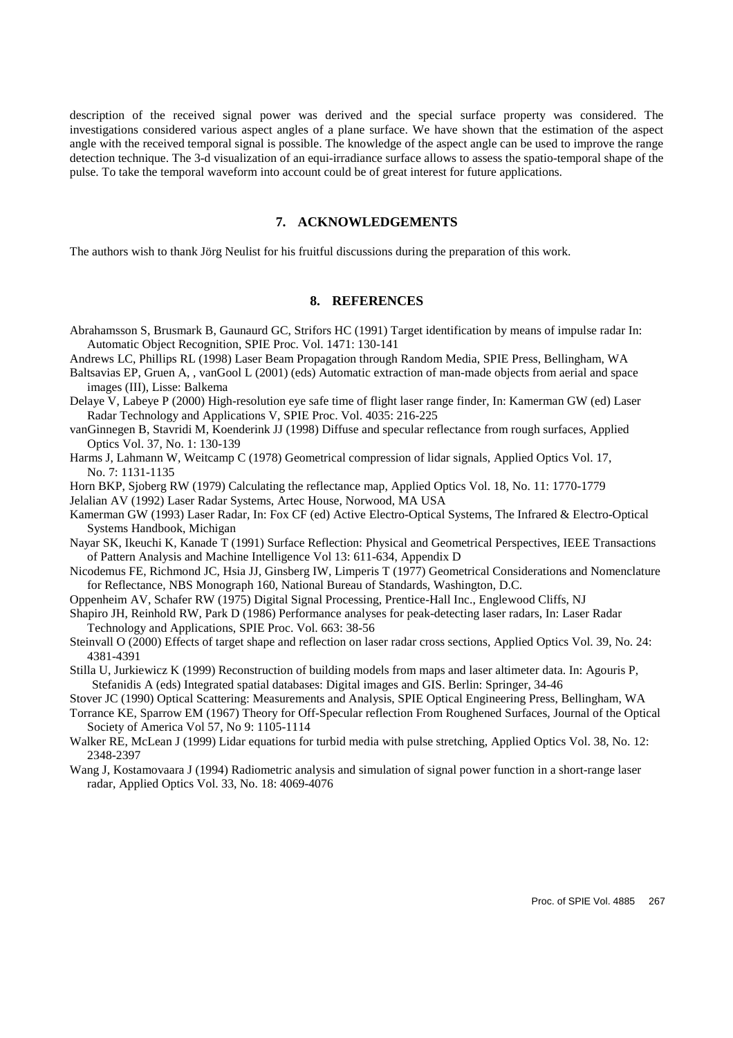description of the received signal power was derived and the special surface property was considered. The investigations considered various aspect angles of a plane surface. We have shown that the estimation of the aspect angle with the received temporal signal is possible. The knowledge of the aspect angle can be used to improve the range detection technique. The 3-d visualization of an equi-irradiance surface allows to assess the spatio-temporal shape of the pulse. To take the temporal waveform into account could be of great interest for future applications.

## 7. ACKNOWLEDGEMENTS

The authors wish to thank Jörg Neulist for his fruitful discussions during the preparation of this work.

## 8. REFERENCES

Abrahamsson S, Brusmark B, Gaunaurd GC, Strifors HC (1991) Target identification by means of impulse radar In: Automatic Object Recognition, SPIE Proc. Vol. 1471: 130-141

Andrews LC, Phillips RL (1998) Laser Beam Propagation through Random Media, SPIE Press, Bellingham, WA

Baltsavias EP, Gruen A, , vanGool L (2001) (eds) Automatic extraction of man-made objects from aerial and space images (III), Lisse: Balkema

Delaye V, Labeye P (2000) High-resolution eye safe time of flight laser range finder, In: Kamerman GW (ed) Laser Radar Technology and Applications V, SPIE Proc. Vol. 4035: 216-225

vanGinnegen B, Stavridi M, Koenderink JJ (1998) Diffuse and specular reflectance from rough surfaces, Applied Optics Vol. 37, No. 1: 130-139

Harms J, Lahmann W, Weitcamp C (1978) Geometrical compression of lidar signals, Applied Optics Vol. 17, No. 7: 1131-1135

Horn BKP, Sjoberg RW (1979) Calculating the reflectance map, Applied Optics Vol. 18, No. 11: 1770-1779

Jelalian AV (1992) Laser Radar Systems, Artec House, Norwood, MA USA

Kamerman GW (1993) Laser Radar, In: Fox CF (ed) Active Electro-Optical Systems, The Infrared & Electro-Optical Systems Handbook, Michigan

Nayar SK, Ikeuchi K, Kanade T (1991) Surface Reflection: Physical and Geometrical Perspectives, IEEE Transactions of Pattern Analysis and Machine Intelligence Vol 13: 611-634, Appendix D

Nicodemus FE, Richmond JC, Hsia JJ, Ginsberg IW, Limperis T (1977) Geometrical Considerations and Nomenclature for Reflectance, NBS Monograph 160, National Bureau of Standards, Washington, D.C.

Oppenheim AV, Schafer RW (1975) Digital Signal Processing, Prentice-Hall Inc., Englewood Cliffs, NJ

Shapiro JH, Reinhold RW, Park D (1986) Performance analyses for peak-detecting laser radars, In: Laser Radar Technology and Applications, SPIE Proc. Vol. 663: 38-56

Steinvall O (2000) Effects of target shape and reflection on laser radar cross sections, Applied Optics Vol. 39, No. 24: 4381-4391

Stilla U, Jurkiewicz K (1999) Reconstruction of building models from maps and laser altimeter data. In: Agouris P, Stefanidis A (eds) Integrated spatial databases: Digital images and GIS. Berlin: Springer, 34-46

Stover JC (1990) Optical Scattering: Measurements and Analysis, SPIE Optical Engineering Press, Bellingham, WA

Torrance KE, Sparrow EM (1967) Theory for Off-Specular reflection From Roughened Surfaces, Journal of the Optical Society of America Vol 57, No 9: 1105-1114

Walker RE, McLean J (1999) Lidar equations for turbid media with pulse stretching, Applied Optics Vol. 38, No. 12: 2348-2397

Wang J, Kostamovaara J (1994) Radiometric analysis and simulation of signal power function in a short-range laser radar, Applied Optics Vol. 33, No. 18: 4069-4076